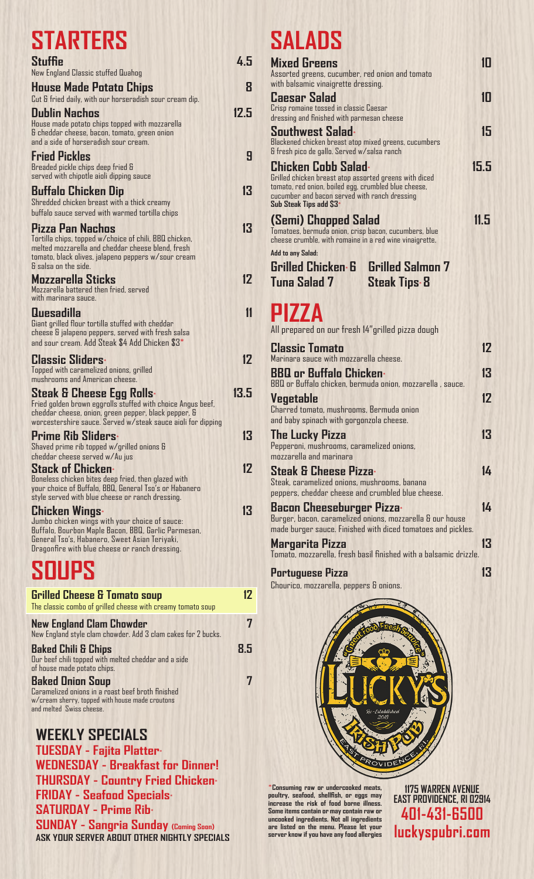# STARTERS

**Stuffie** 4.5
New England Classic stuffed Quahog

**House Made Potato Chips** 8
Cut & fried daily, with our horseradish sour cream dip.

**Dublin Nachos** 12.5
House made potato chips topped with mozzarella & cheddar cheese, bacon, tomato, green onion and a side of horseradish sour cream.

**Fried Pickles** 9
Breaded pickle chips deep fried & served with chipotle aioli dipping sauce

**Buffalo Chicken Dip** 13
Shredded chicken breast with a thick creamy buffalo sauce served with warmed tortilla chips

**Pizza Pan Nachos** 13
Tortilla chips, topped w/choice of chili, BBQ chicken, melted mozzarella and cheddar cheese blend, fresh tomato, black olives, jalapeno peppers w/sour cream & salsa on the side.

**Mozzarella Sticks** 12
Mozzarella battered then fried, served with marinara sauce.

**Quesadilla** 11
Giant grilled flour tortilla stuffed with cheddar cheese & jalapeno peppers, served with fresh salsa and sour cream. Add Steak $4 Add Chicken $3*

**Classic Sliders*** 12
Topped with caramelized onions, grilled mushrooms and American cheese.

**Steak & Cheese Egg Rolls*** 13.5
Fried golden brown eggrolls stuffed with choice Angus beef, cheddar cheese, onion, green pepper, black pepper, & worcestershire sauce. Served w/steak sauce aioli for dipping

**Prime Rib Sliders*** 13
Shaved prime rib topped w/grilled onions & cheddar cheese served w/Au jus

**Stack of Chicken*** 12
Boneless chicken bites deep fried, then glazed with your choice of Buffalo, BBQ, General Tso's or Habanero style served with blue cheese or ranch dressing.

**Chicken Wings*** 13
Jumbo chicken wings with your choice of sauce: Buffalo, Bourbon Maple Bacon, BBQ, Garlic Parmesan, General Tso's, Habanero, Sweet Asian Teriyaki, Dragonfire with blue cheese or ranch dressing.

# SOUPS

**Grilled Cheese & Tomato soup** 12
The classic combo of grilled cheese with creamy tomato soup

**New England Clam Chowder** 7
New England style clam chowder. Add 3 clam cakes for 2 bucks.

**Baked Chili & Chips** 8.5
Our beef chili topped with melted cheddar and a side of house made potato chips.

**Baked Onion Soup** 7
Caramelized onions in a roast beef broth finished w/cream sherry, topped with house made croutons and melted Swiss cheese.

## WEEKLY SPECIALS

**TUESDAY - Fajita Platter***
**WEDNESDAY - Breakfast for Dinner!**
**THURSDAY - Country Fried Chicken***
**FRIDAY - Seafood Specials***
**SATURDAY - Prime Rib***
**SUNDAY - Sangria Sunday** (Coming Soon)
ASK YOUR SERVER ABOUT OTHER NIGHTLY SPECIALS

# SALADS

**Mixed Greens** 10
Assorted greens, cucumber, red onion and tomato with balsamic vinaigrette dressing.

**Caesar Salad** 10
Crisp romaine tossed in classic Caesar dressing and finished with parmesan cheese

**Southwest Salad*** 15
Blackened chicken breast atop mixed greens, cucumbers & fresh pico de gallo. Served w/salsa ranch

**Chicken Cobb Salad*** 15.5
Grilled chicken breast atop assorted greens with diced tomato, red onion, boiled egg, crumbled blue cheese, cucumber and bacon served with ranch dressing
**Sub Steak Tips add $3***

**(Semi) Chopped Salad** 11.5
Tomatoes, bermuda onion, crisp bacon, cucumbers, blue cheese crumble, with romaine in a red wine vinaigrette.

**Add to any Salad:**
**Grilled Chicken* 6** | **Grilled Salmon 7**
**Tuna Salad 7** | **Steak Tips* 8**

# PIZZA

All prepared on our fresh 14" grilled pizza dough

**Classic Tomato** 12
Marinara sauce with mozzarella cheese.

**BBQ or Buffalo Chicken*** 13
BBQ or Buffalo chicken, bermuda onion, mozzarella , sauce.

**Vegetable** 12
Charred tomato, mushrooms, Bermuda onion and baby spinach with gorgonzola cheese.

**The Lucky Pizza** 13
Pepperoni, mushrooms, caramelized onions, mozzarella and marinara

**Steak & Cheese Pizza*** 14
Steak, caramelized onions, mushrooms, banana peppers, cheddar cheese and crumbled blue cheese.

**Bacon Cheeseburger Pizza*** 14
Burger, bacon, caramelized onions, mozzarella & our house made burger sauce. Finished with diced tomatoes and pickles.

**Margarita Pizza** 13
Tomato, mozzarella, fresh basil finished with a balsamic drizzle.

**Portuguese Pizza** 13
Chourico, mozzarella, peppers & onions.

Great Food Fresh Service — LUCKY'S IRISH PUB — Re-Established 2018 — East Providence, R.I.

*Consuming raw or undercooked meats, poultry, seafood, shellfish, or eggs may increase the risk of food borne illness. Some items contain or may contain raw or uncooked ingredients. Not all ingredients are listed on the menu. Please let your server know if you have any food allergies

**1175 WARREN AVENUE**
**EAST PROVIDENCE, RI 02914**
**401-431-6500**
**luckyspubri.com**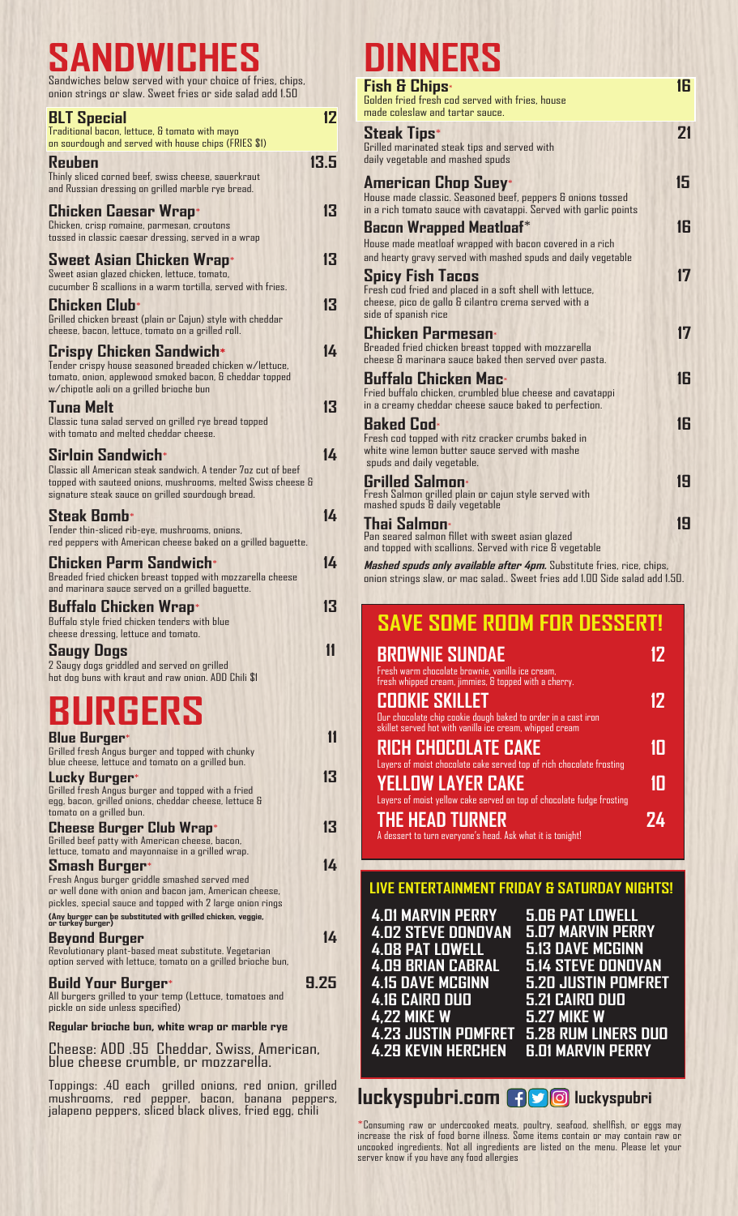# SANDWICHES

Sandwiches below served with your choice of fries, chips, onion strings or slaw. Sweet fries or side salad add 1.50

**BLT Special** 12
Traditional bacon, lettuce, & tomato with mayo on sourdough and served with house chips (FRIES $1)

**Reuben** 13.5
Thinly sliced corned beef, swiss cheese, sauerkraut and Russian dressing on grilled marble rye bread.

**Chicken Caesar Wrap** 13
Chicken, crisp romaine, parmesan, croutons tossed in classic caesar dressing, served in a wrap

**Sweet Asian Chicken Wrap*** 13
Sweet asian glazed chicken, lettuce, tomato, cucumber & scallions in a warm tortilla, served with fries.

**Chicken Club*** 13
Grilled chicken breast (plain or Cajun) style with cheddar cheese, bacon, lettuce, tomato on a grilled roll.

**Crispy Chicken Sandwich*** 14
Tender crispy house seasoned breaded chicken w/lettuce, tomato, onion, applewood smoked bacon, & cheddar topped w/chipotle aoli on a grilled brioche bun

**Tuna Melt** 13
Classic tuna salad served on grilled rye bread topped with tomato and melted cheddar cheese.

**Sirloin Sandwich*** 14
Classic all American steak sandwich. A tender 7oz cut of beef topped with sauteed onions, mushrooms, melted Swiss cheese & signature steak sauce on grilled sourdough bread.

**Steak Bomb*** 14
Tender thin-sliced rib-eye, mushrooms, onions, red peppers with American cheese baked on a grilled baguette.

**Chicken Parm Sandwich*** 14
Breaded fried chicken breast topped with mozzarella cheese and marinara sauce served on a grilled baguette.

**Buffalo Chicken Wrap*** 13
Buffalo style fried chicken tenders with blue cheese dressing, lettuce and tomato.

**Saugy Dogs** 11
2 Saugy dogs griddled and served on grilled hot dog buns with kraut and raw onion. ADD Chili $1

# BURGERS

**Blue Burger*** 11
Grilled fresh Angus burger and topped with chunky blue cheese, lettuce and tomato on a grilled bun.

**Lucky Burger*** 13
Grilled fresh Angus burger and topped with a fried egg, bacon, grilled onions, cheddar cheese, lettuce & tomato on a grilled bun.

**Cheese Burger Club Wrap*** 13
Grilled beef patty with American cheese, bacon, lettuce, tomato and mayonnaise in a grilled wrap.

**Smash Burger*** 14
Fresh Angus burger griddle smashed served med or well done with onion and bacon jam, American cheese, pickles, special sauce and topped with 2 large onion rings

(Any burger can be substituted with grilled chicken, veggie, or turkey burger)

**Beyond Burger** 14
Revolutionary plant-based meat substitute. Vegetarian option served with lettuce, tomato on a grilled brioche bun,

**Build Your Burger*** 9.25
All burgers grilled to your temp (Lettuce, tomatoes and pickle on side unless specified)

**Regular brioche bun, white wrap or marble rye**

Cheese: ADD .95 Cheddar, Swiss, American, blue cheese crumble, or mozzarella.

Toppings: .40 each grilled onions, red onion, grilled mushrooms, red pepper, bacon, banana peppers, jalapeno peppers, sliced black olives, fried egg, chili

# DINNERS

**Fish & Chips*** 16
Golden fried fresh cod served with fries, house made coleslaw and tartar sauce.

**Steak Tips*** 21
Grilled marinated steak tips and served with daily vegetable and mashed spuds

**American Chop Suey*** 15
House made classic. Seasoned beef, peppers & onions tossed in a rich tomato sauce with cavatappi. Served with garlic points

**Bacon Wrapped Meatloaf*** 16
House made meatloaf wrapped with bacon covered in a rich and hearty gravy served with mashed spuds and daily vegetable

**Spicy Fish Tacos** 17
Fresh cod fried and placed in a soft shell with lettuce, cheese, pico de gallo & cilantro crema served with a side of spanish rice

**Chicken Parmesan*** 17
Breaded fried chicken breast topped with mozzarella cheese & marinara sauce baked then served over pasta.

**Buffalo Chicken Mac*** 16
Fried buffalo chicken, crumbled blue cheese and cavatappi in a creamy cheddar cheese sauce baked to perfection.

**Baked Cod*** 16
Fresh cod topped with ritz cracker crumbs baked in white wine lemon butter sauce served with mashe spuds and daily vegetable.

**Grilled Salmon*** 19
Fresh Salmon grilled plain or cajun style served with mashed spuds & daily vegetable

**Thai Salmon*** 19
Pan seared salmon fillet with sweet asian glazed and topped with scallions. Served with rice & vegetable

***Mashed spuds only available after 4pm.*** Substitute fries, rice, chips, onion strings slaw, or mac salad.. Sweet fries add 1.00 Side salad add 1.50.

## SAVE SOME ROOM FOR DESSERT!

**BROWNIE SUNDAE** 12
Fresh warm chocolate brownie, vanilla ice cream, fresh whipped cream, jimmies, & topped with a cherry.

**COOKIE SKILLET** 12
Our chocolate chip cookie dough baked to order in a cast iron skillet served hot with vanilla ice cream, whipped cream

**RICH CHOCOLATE CAKE** 10
Layers of moist chocolate cake served top of rich chocolate frosting

**YELLOW LAYER CAKE** 10
Layers of moist yellow cake served on top of chocolate fudge frosting

**THE HEAD TURNER** 24
A dessert to turn everyone's head. Ask what it is tonight!

## LIVE ENTERTAINMENT FRIDAY & SATURDAY NIGHTS!

4.01 MARVIN PERRY
4.02 STEVE DONOVAN
4.08 PAT LOWELL
4.09 BRIAN CABRAL
4.15 DAVE MCGINN
4.16 CAIRO DUO
4,22 MIKE W
4.23 JUSTIN POMFRET
4.29 KEVIN HERCHEN
5.06 PAT LOWELL
5.07 MARVIN PERRY
5.13 DAVE MCGINN
5.14 STEVE DONOVAN
5.20 JUSTIN POMFRET
5.21 CAIRO DUO
5.27 MIKE W
5.28 RUM LINERS DUO
6.01 MARVIN PERRY

**luckyspubri.com** luckyspubri

*Consuming raw or undercooked meats, poultry, seafood, shellfish, or eggs may increase the risk of food borne illness. Some items contain or may contain raw or uncooked ingredients. Not all ingredients are listed on the menu. Please let your server know if you have any food allergies